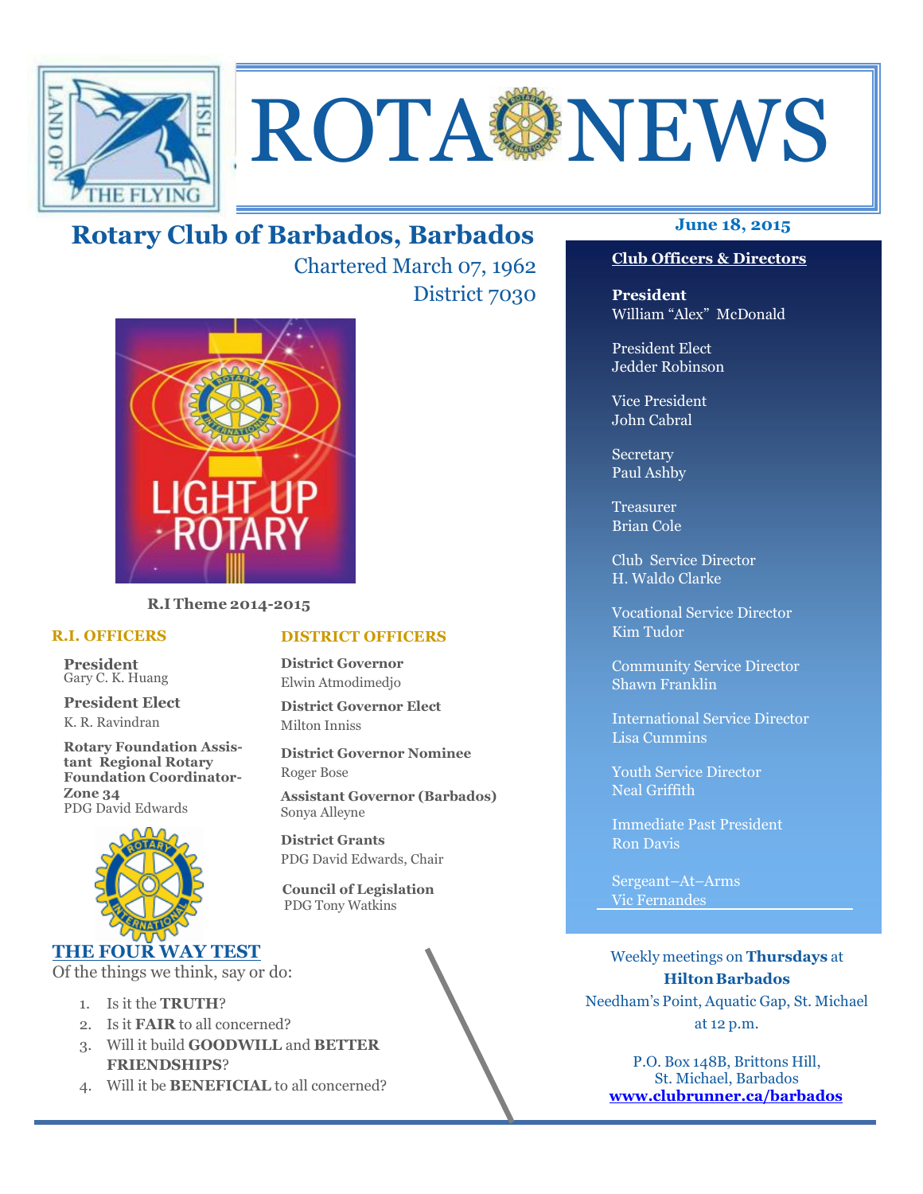# ROTA NEWS

## Rotary Club of Barbados, Barbados

Chartered March 07, 1962

District 7030

**June 18, 2015**

R.I Theme 2014-2015

### R.I. OFFICERS

**President**
Gary C. K. Huang

**President Elect**
K. R. Ravindran

**Rotary Foundation Assistant Regional Rotary Foundation Coordinator-Zone 34**
PDG David Edwards

### DISTRICT OFFICERS

**District Governor**
Elwin Atmodimedjo

**District Governor Elect**
Milton Inniss

**District Governor Nominee**
Roger Bose

**Assistant Governor (Barbados)**
Sonya Alleyne

**District Grants**
PDG David Edwards, Chair

**Council of Legislation**
PDG Tony Watkins

### THE FOUR WAY TEST

Of the things we think, say or do:

1. Is it the **TRUTH**?
2. Is it **FAIR** to all concerned?
3. Will it build **GOODWILL** and **BETTER FRIENDSHIPS**?
4. Will it be **BENEFICIAL** to all concerned?

### Club Officers & Directors

**President**
William "Alex" McDonald

President Elect
Jedder Robinson

Vice President
John Cabral

Secretary
Paul Ashby

Treasurer
Brian Cole

Club Service Director
H. Waldo Clarke

Vocational Service Director
Kim Tudor

Community Service Director
Shawn Franklin

International Service Director
Lisa Cummins

Youth Service Director
Neal Griffith

Immediate Past President
Ron Davis

Sergeant–At–Arms
Vic Fernandes

Weekly meetings on **Thursdays** at
**Hilton Barbados**
Needham's Point, Aquatic Gap, St. Michael
at 12 p.m.

P.O. Box 148B, Brittons Hill,
St. Michael, Barbados
**www.clubrunner.ca/barbados**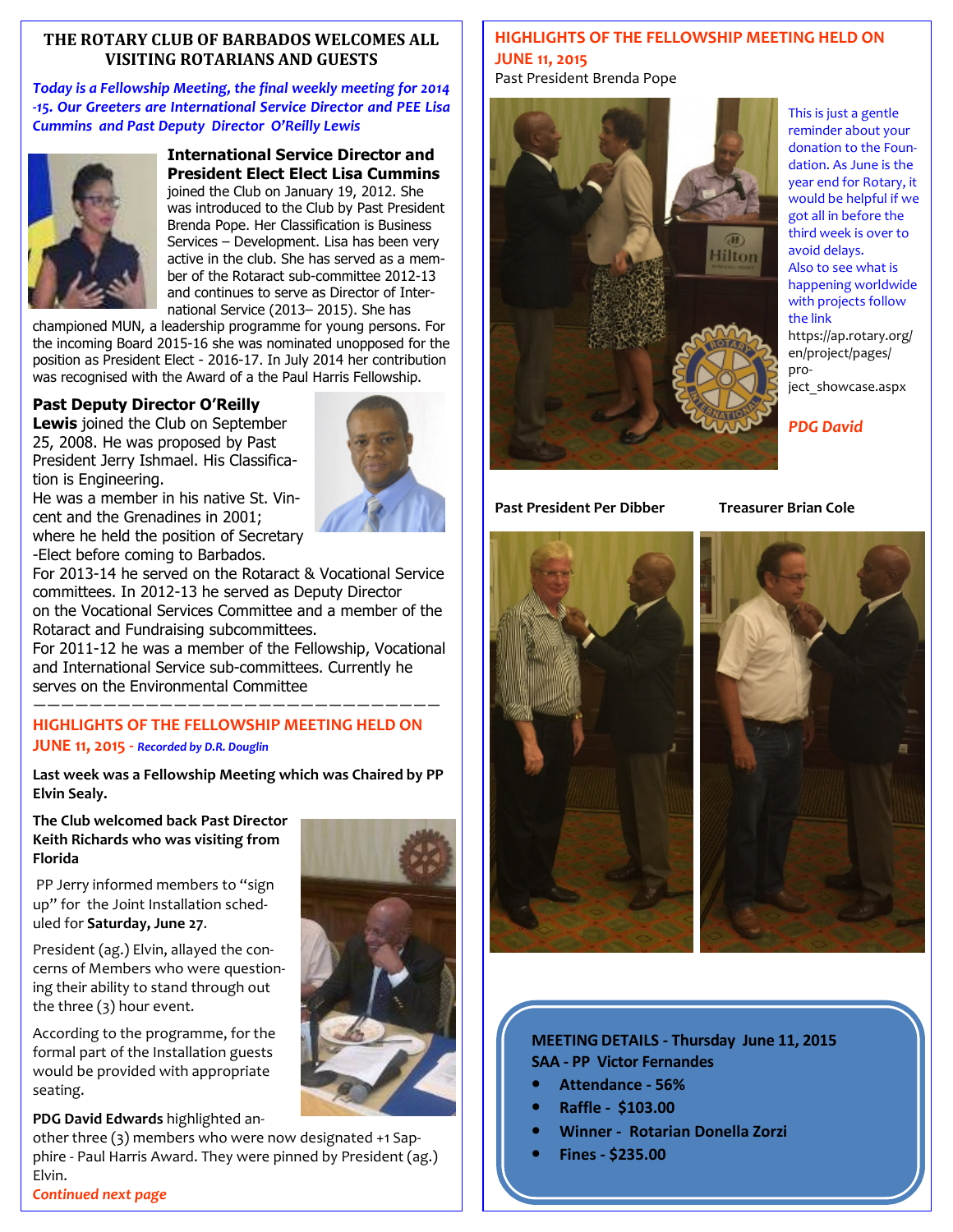## THE ROTARY CLUB OF BARBADOS WELCOMES ALL VISITING ROTARIANS AND GUESTS

***Today is a Fellowship Meeting, the final weekly meeting for 2014 -15. Our Greeters are International Service Director and PEE Lisa Cummins and Past Deputy Director O'Reilly Lewis***

**International Service Director and President Elect Elect Lisa Cummins** joined the Club on January 19, 2012. She was introduced to the Club by Past President Brenda Pope. Her Classification is Business Services – Development. Lisa has been very active in the club. She has served as a member of the Rotaract sub-committee 2012-13 and continues to serve as Director of International Service (2013– 2015). She has championed MUN, a leadership programme for young persons. For the incoming Board 2015-16 she was nominated unopposed for the position as President Elect - 2016-17. In July 2014 her contribution was recognised with the Award of a the Paul Harris Fellowship.

**Past Deputy Director O'Reilly Lewis** joined the Club on September 25, 2008. He was proposed by Past President Jerry Ishmael. His Classification is Engineering.

He was a member in his native St. Vincent and the Grenadines in 2001; where he held the position of Secretary -Elect before coming to Barbados.

For 2013-14 he served on the Rotaract & Vocational Service committees. In 2012-13 he served as Deputy Director on the Vocational Services Committee and a member of the Rotaract and Fundraising subcommittees.

For 2011-12 he was a member of the Fellowship, Vocational and International Service sub-committees. Currently he serves on the Environmental Committee

## HIGHLIGHTS OF THE FELLOWSHIP MEETING HELD ON JUNE 11, 2015 - *Recorded by D.R. Douglin*

**Last week was a Fellowship Meeting which was Chaired by PP Elvin Sealy.**

**The Club welcomed back Past Director Keith Richards who was visiting from Florida**

PP Jerry informed members to "sign up" for the Joint Installation scheduled for **Saturday, June 27**.

President (ag.) Elvin, allayed the concerns of Members who were questioning their ability to stand through out the three (3) hour event.

According to the programme, for the formal part of the Installation guests would be provided with appropriate seating.

**PDG David Edwards** highlighted another three (3) members who were now designated +1 Sapphire - Paul Harris Award. They were pinned by President (ag.) Elvin.

*Continued next page*

## HIGHLIGHTS OF THE FELLOWSHIP MEETING HELD ON JUNE 11, 2015

Past President Brenda Pope

This is just a gentle reminder about your donation to the Foundation. As June is the year end for Rotary, it would be helpful if we got all in before the third week is over to avoid delays.

Also to see what is happening worldwide with projects follow the link https://ap.rotary.org/en/project/pages/project_showcase.aspx

***PDG David***

**Past President Per Dibber**

**Treasurer Brian Cole**

**MEETING DETAILS - Thursday June 11, 2015**

**SAA - PP Victor Fernandes**

- **Attendance - 56%**
- **Raffle - $103.00**
- **Winner - Rotarian Donella Zorzi**
- **Fines - $235.00**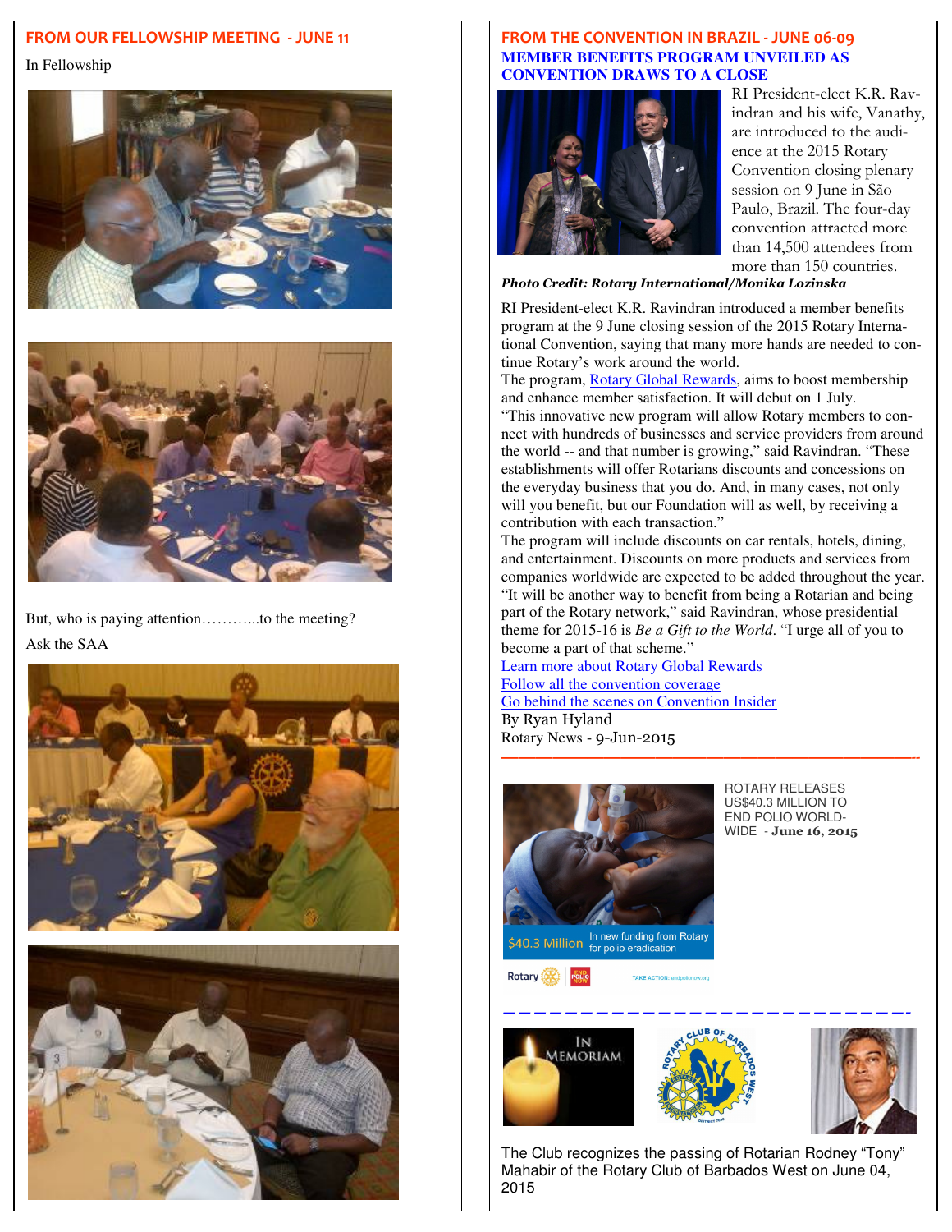## FROM OUR FELLOWSHIP MEETING - JUNE 11

In Fellowship

But, who is paying attention………...to the meeting?

Ask the SAA

## FROM THE CONVENTION IN BRAZIL - JUNE 06-09

### MEMBER BENEFITS PROGRAM UNVEILED AS CONVENTION DRAWS TO A CLOSE

RI President-elect K.R. Ravindran and his wife, Vanathy, are introduced to the audience at the 2015 Rotary Convention closing plenary session on 9 June in São Paulo, Brazil. The four-day convention attracted more than 14,500 attendees from more than 150 countries.

***Photo Credit: Rotary International/Monika Lozinska***

RI President-elect K.R. Ravindran introduced a member benefits program at the 9 June closing session of the 2015 Rotary International Convention, saying that many more hands are needed to continue Rotary's work around the world.

The program, Rotary Global Rewards, aims to boost membership and enhance member satisfaction. It will debut on 1 July.

"This innovative new program will allow Rotary members to connect with hundreds of businesses and service providers from around the world -- and that number is growing," said Ravindran. "These establishments will offer Rotarians discounts and concessions on the everyday business that you do. And, in many cases, not only will you benefit, but our Foundation will as well, by receiving a contribution with each transaction."

The program will include discounts on car rentals, hotels, dining, and entertainment. Discounts on more products and services from companies worldwide are expected to be added throughout the year.

"It will be another way to benefit from being a Rotarian and being part of the Rotary network," said Ravindran, whose presidential theme for 2015-16 is *Be a Gift to the World*. "I urge all of you to become a part of that scheme."

Learn more about Rotary Global Rewards

Follow all the convention coverage

Go behind the scenes on Convention Insider

By Ryan Hyland

Rotary News - 9-Jun-2015

---

$40.3 Million In new funding from Rotary for polio eradication

ROTARY RELEASES US$40.3 MILLION TO END POLIO WORLDWIDE - **June 16, 2015**

---

IN MEMORIAM

The Club recognizes the passing of Rotarian Rodney "Tony" Mahabir of the Rotary Club of Barbados West on June 04, 2015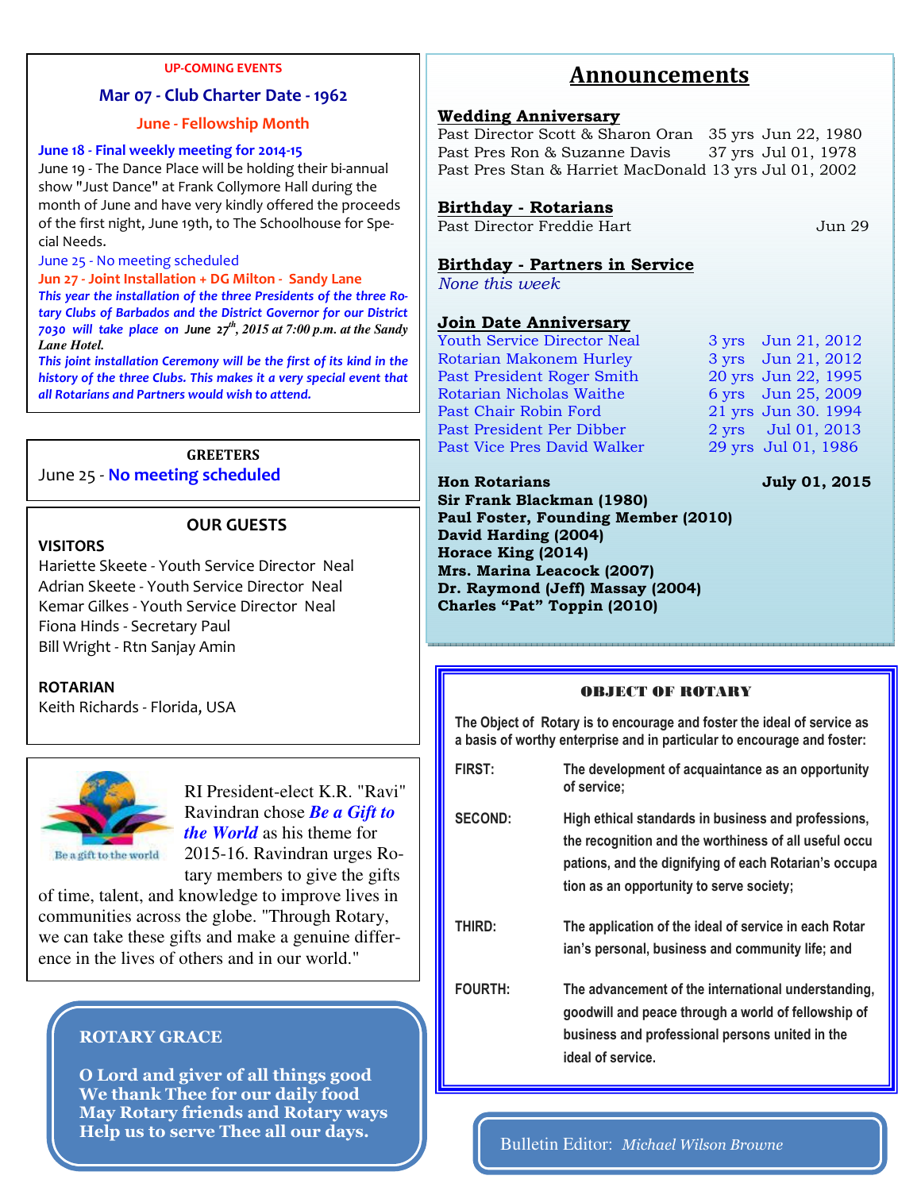**UP-COMING EVENTS**

**Mar 07 - Club Charter Date - 1962**

**June - Fellowship Month**

**June 18 - Final weekly meeting for 2014-15**

June 19 - The Dance Place will be holding their bi-annual show "Just Dance" at Frank Collymore Hall during the month of June and have very kindly offered the proceeds of the first night, June 19th, to The Schoolhouse for Special Needs.

June 25 - No meeting scheduled

**Jun 27 - Joint Installation + DG Milton - Sandy Lane**

***This year the installation of the three Presidents of the three Rotary Clubs of Barbados and the District Governor for our District 7030 will take place on June 27th, 2015 at 7:00 p.m. at the Sandy Lane Hotel.***

***This joint installation Ceremony will be the first of its kind in the history of the three Clubs. This makes it a very special event that all Rotarians and Partners would wish to attend.***

**GREETERS**

June 25 - **No meeting scheduled**

**OUR GUESTS**

**VISITORS**

Hariette Skeete - Youth Service Director Neal
Adrian Skeete - Youth Service Director Neal
Kemar Gilkes - Youth Service Director Neal
Fiona Hinds - Secretary Paul
Bill Wright - Rtn Sanjay Amin

**ROTARIAN**

Keith Richards - Florida, USA

Be a gift to the world

RI President-elect K.R. "Ravi" Ravindran chose ***Be a Gift to the World*** as his theme for 2015-16. Ravindran urges Rotary members to give the gifts of time, talent, and knowledge to improve lives in communities across the globe. "Through Rotary, we can take these gifts and make a genuine difference in the lives of others and in our world."

**ROTARY GRACE**

**O Lord and giver of all things good**
**We thank Thee for our daily food**
**May Rotary friends and Rotary ways**
**Help us to serve Thee all our days.**

# Announcements

## Wedding Anniversary

| | | |
|---|---|---|
| Past Director Scott & Sharon Oran | 35 yrs | Jun 22, 1980 |
| Past Pres Ron & Suzanne Davis | 37 yrs | Jul 01, 1978 |
| Past Pres Stan & Harriet MacDonald | 13 yrs | Jul 01, 2002 |

## Birthday - Rotarians

Past Director Freddie Hart — Jun 29

## Birthday - Partners in Service

*None this week*

## Join Date Anniversary

| | | |
|---|---|---|
| Youth Service Director Neal | 3 yrs | Jun 21, 2012 |
| Rotarian Makonem Hurley | 3 yrs | Jun 21, 2012 |
| Past President Roger Smith | 20 yrs | Jun 22, 1995 |
| Rotarian Nicholas Waithe | 6 yrs | Jun 25, 2009 |
| Past Chair Robin Ford | 21 yrs | Jun 30. 1994 |
| Past President Per Dibber | 2 yrs | Jul 01, 2013 |
| Past Vice Pres David Walker | 29 yrs | Jul 01, 1986 |

**Hon Rotarians — July 01, 2015**

**Sir Frank Blackman (1980)**
**Paul Foster, Founding Member (2010)**
**David Harding (2004)**
**Horace King (2014)**
**Mrs. Marina Leacock (2007)**
**Dr. Raymond (Jeff) Massay (2004)**
**Charles "Pat" Toppin (2010)**

**OBJECT OF ROTARY**

**The Object of Rotary is to encourage and foster the ideal of service as a basis of worthy enterprise and in particular to encourage and foster:**

**FIRST:** The development of acquaintance as an opportunity of service;

**SECOND:** High ethical standards in business and professions, the recognition and the worthiness of all useful occupations, and the dignifying of each Rotarian's occupation as an opportunity to serve society;

**THIRD:** The application of the ideal of service in each Rotarian's personal, business and community life; and

**FOURTH:** The advancement of the international understanding, goodwill and peace through a world of fellowship of business and professional persons united in the ideal of service.

Bulletin Editor: *Michael Wilson Browne*